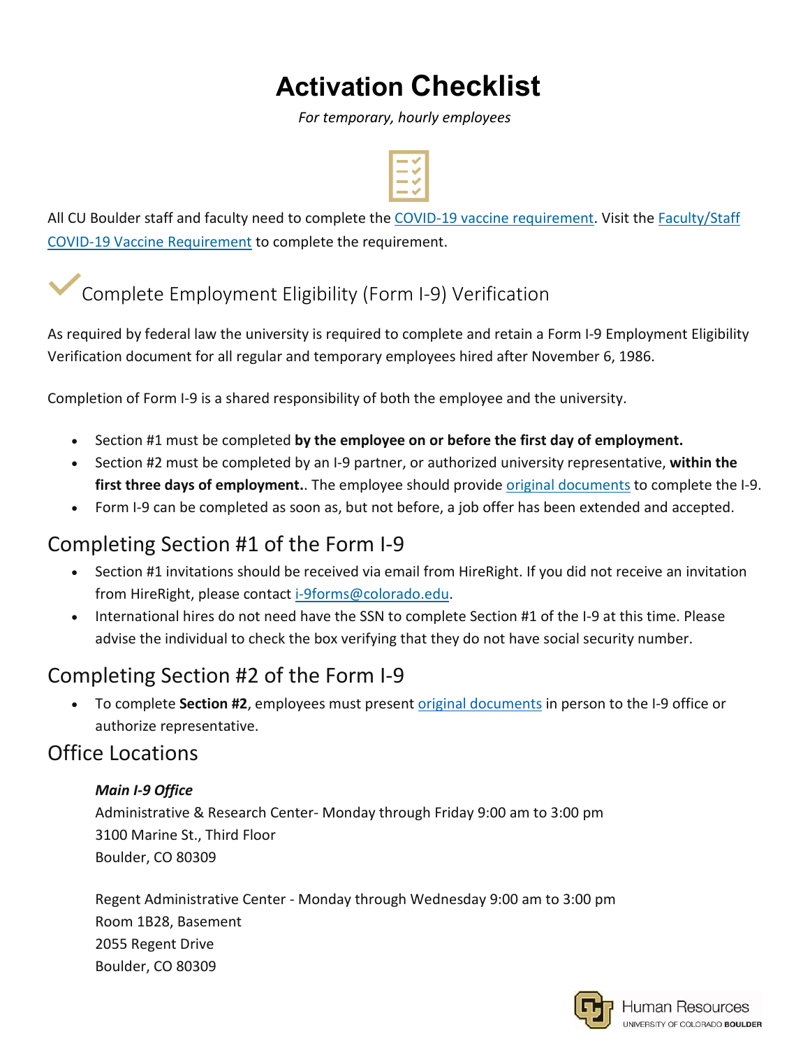# Activation Checklist

*For temporary, hourly employees*

All CU Boulder staff and faculty need to complete the COVID-19 vaccine requirement. Visit the Faculty/Staff COVID-19 Vaccine Requirement to complete the requirement.

## Complete Employment Eligibility (Form I-9) Verification

As required by federal law the university is required to complete and retain a Form I-9 Employment Eligibility Verification document for all regular and temporary employees hired after November 6, 1986.

Completion of Form I-9 is a shared responsibility of both the employee and the university.

- Section #1 must be completed **by the employee on or before the first day of employment.**
- Section #2 must be completed by an I-9 partner, or authorized university representative, **within the first three days of employment.**. The employee should provide original documents to complete the I-9.
- Form I-9 can be completed as soon as, but not before, a job offer has been extended and accepted.

## Completing Section #1 of the Form I-9

- Section #1 invitations should be received via email from HireRight. If you did not receive an invitation from HireRight, please contact i-9forms@colorado.edu.
- International hires do not need have the SSN to complete Section #1 of the I-9 at this time. Please advise the individual to check the box verifying that they do not have social security number.

## Completing Section #2 of the Form I-9

- To complete **Section #2**, employees must present original documents in person to the I-9 office or authorize representative.

## Office Locations

***Main I-9 Office***
Administrative & Research Center- Monday through Friday 9:00 am to 3:00 pm
3100 Marine St., Third Floor
Boulder, CO 80309

Regent Administrative Center - Monday through Wednesday 9:00 am to 3:00 pm
Room 1B28, Basement
2055 Regent Drive
Boulder, CO 80309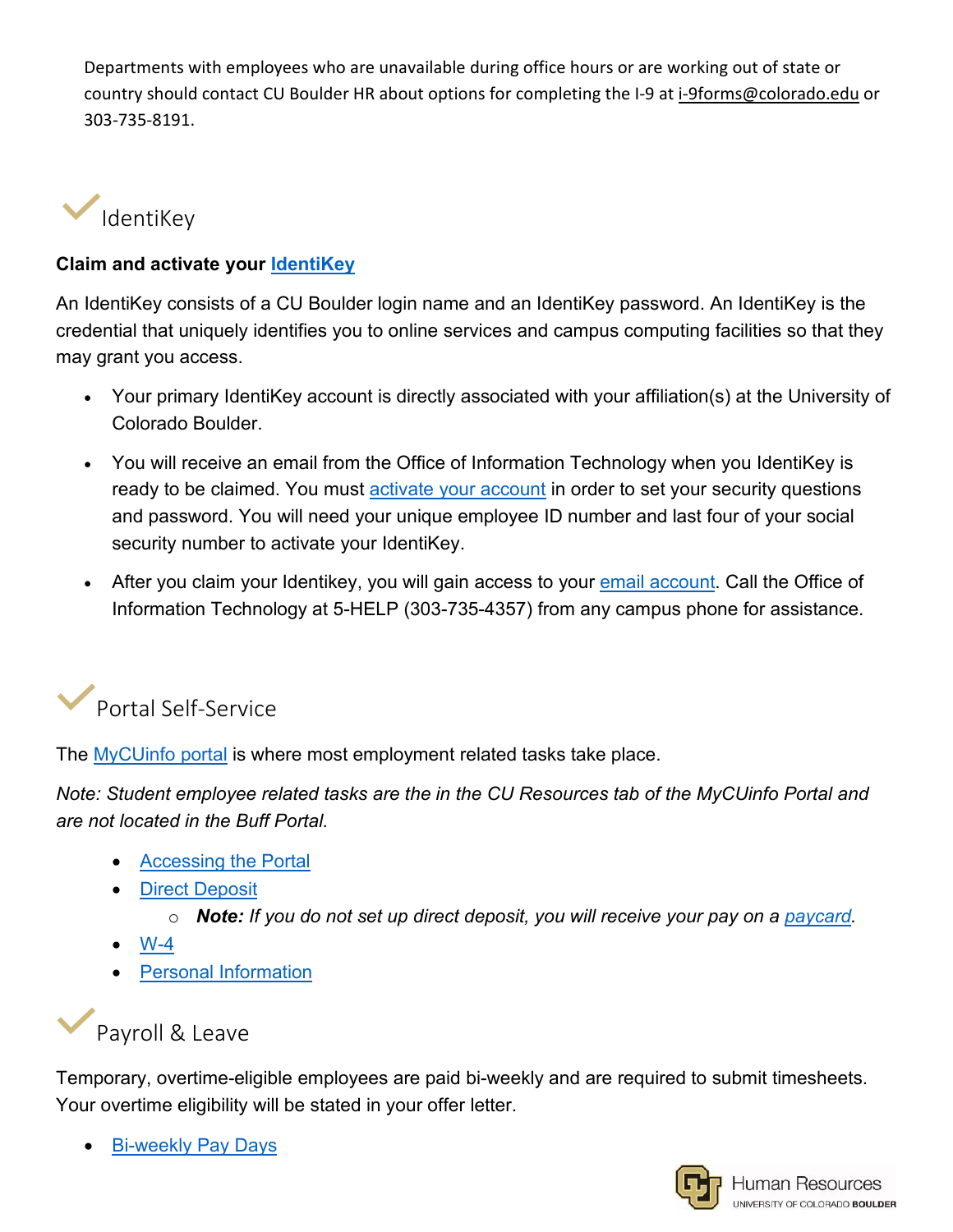Departments with employees who are unavailable during office hours or are working out of state or country should contact CU Boulder HR about options for completing the I-9 at i-9forms@colorado.edu or 303-735-8191.

## IdentiKey

**Claim and activate your IdentiKey**

An IdentiKey consists of a CU Boulder login name and an IdentiKey password. An IdentiKey is the credential that uniquely identifies you to online services and campus computing facilities so that they may grant you access.

- Your primary IdentiKey account is directly associated with your affiliation(s) at the University of Colorado Boulder.
- You will receive an email from the Office of Information Technology when you IdentiKey is ready to be claimed. You must activate your account in order to set your security questions and password. You will need your unique employee ID number and last four of your social security number to activate your IdentiKey.
- After you claim your Identikey, you will gain access to your email account. Call the Office of Information Technology at 5-HELP (303-735-4357) from any campus phone for assistance.

## Portal Self-Service

The MyCUinfo portal is where most employment related tasks take place.

*Note: Student employee related tasks are the in the CU Resources tab of the MyCUinfo Portal and are not located in the Buff Portal.*

- Accessing the Portal
- Direct Deposit
  - ***Note:*** *If you do not set up direct deposit, you will receive your pay on a paycard.*
- W-4
- Personal Information

## Payroll & Leave

Temporary, overtime-eligible employees are paid bi-weekly and are required to submit timesheets. Your overtime eligibility will be stated in your offer letter.

- Bi-weekly Pay Days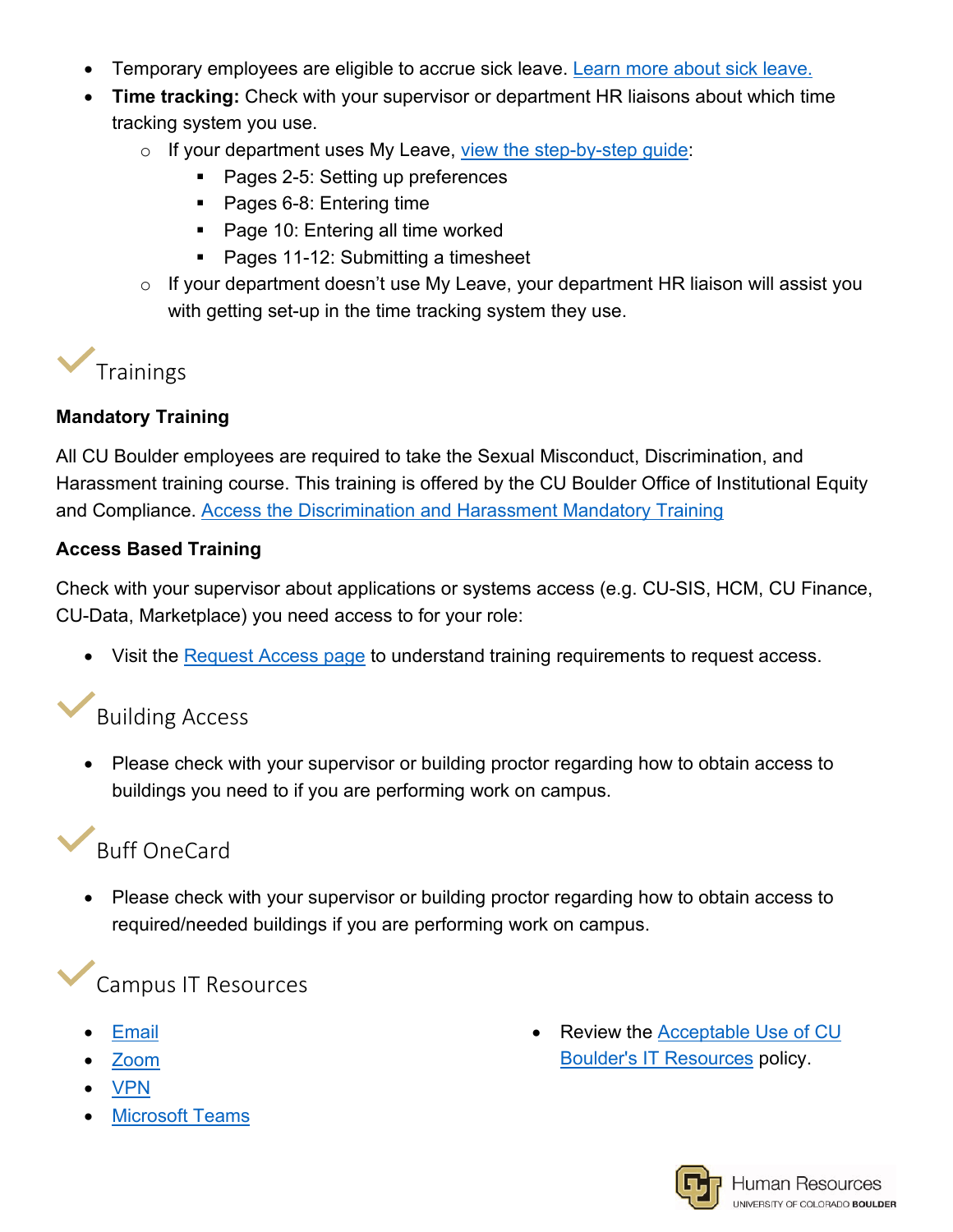- Temporary employees are eligible to accrue sick leave. [Learn more about sick leave.]
- **Time tracking:** Check with your supervisor or department HR liaisons about which time tracking system you use.
  - If your department uses My Leave, [view the step-by-step guide]:
    - Pages 2-5: Setting up preferences
    - Pages 6-8: Entering time
    - Page 10: Entering all time worked
    - Pages 11-12: Submitting a timesheet
  - If your department doesn't use My Leave, your department HR liaison will assist you with getting set-up in the time tracking system they use.

## Trainings

**Mandatory Training**

All CU Boulder employees are required to take the Sexual Misconduct, Discrimination, and Harassment training course. This training is offered by the CU Boulder Office of Institutional Equity and Compliance. [Access the Discrimination and Harassment Mandatory Training]

**Access Based Training**

Check with your supervisor about applications or systems access (e.g. CU-SIS, HCM, CU Finance, CU-Data, Marketplace) you need access to for your role:

- Visit the [Request Access page] to understand training requirements to request access.

## Building Access

- Please check with your supervisor or building proctor regarding how to obtain access to buildings you need to if you are performing work on campus.

## Buff OneCard

- Please check with your supervisor or building proctor regarding how to obtain access to required/needed buildings if you are performing work on campus.

## Campus IT Resources

- [Email]
- [Zoom]
- [VPN]
- [Microsoft Teams]
- Review the [Acceptable Use of CU Boulder's IT Resources] policy.